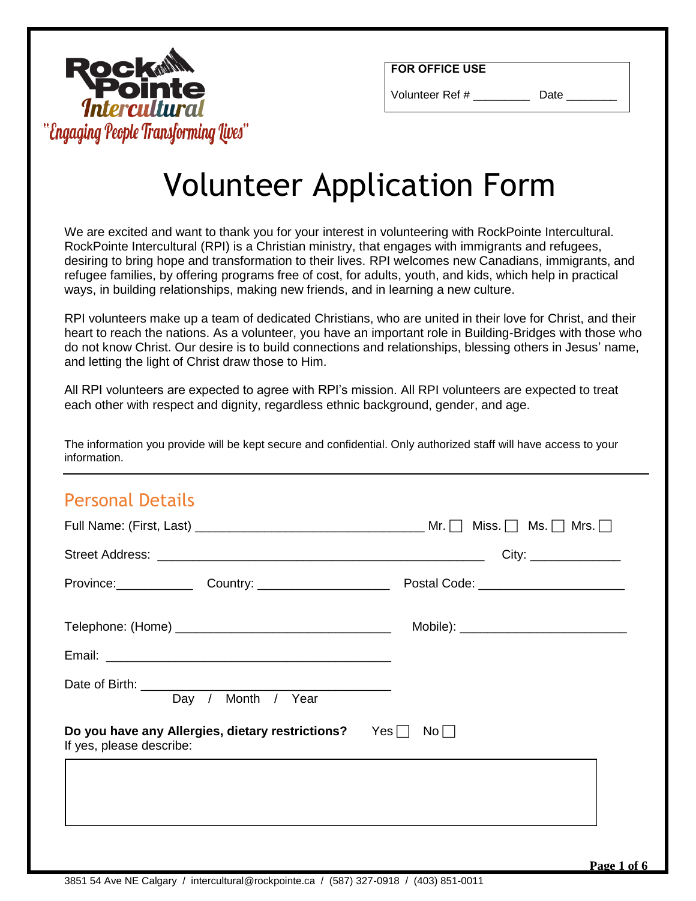RockPointe Intercultural
"Engaging People Transforming Lives"

**FOR OFFICE USE**

Volunteer Ref # _________ Date ________

# Volunteer Application Form

We are excited and want to thank you for your interest in volunteering with RockPointe Intercultural. RockPointe Intercultural (RPI) is a Christian ministry, that engages with immigrants and refugees, desiring to bring hope and transformation to their lives. RPI welcomes new Canadians, immigrants, and refugee families, by offering programs free of cost, for adults, youth, and kids, which help in practical ways, in building relationships, making new friends, and in learning a new culture.

RPI volunteers make up a team of dedicated Christians, who are united in their love for Christ, and their heart to reach the nations. As a volunteer, you have an important role in Building-Bridges with those who do not know Christ. Our desire is to build connections and relationships, blessing others in Jesus' name, and letting the light of Christ draw those to Him.

All RPI volunteers are expected to agree with RPI's mission. All RPI volunteers are expected to treat each other with respect and dignity, regardless ethnic background, gender, and age.

The information you provide will be kept secure and confidential. Only authorized staff will have access to your information.

## Personal Details

Full Name: (First, Last) ________________________________ Mr. ☐ Miss. ☐ Ms. ☐ Mrs. ☐

Street Address: ______________________________________________ City: _____________

Province:___________ Country: ___________________ Postal Code: _____________________

Telephone: (Home) ______________________________ Mobile): _______________________

Email: ________________________________________

Date of Birth: ___________________________________
Day / Month / Year

**Do you have any Allergies, dietary restrictions?** Yes ☐ No ☐
If yes, please describe:

3851 54 Ave NE Calgary / intercultural@rockpointe.ca / (587) 327-0918 / (403) 851-0011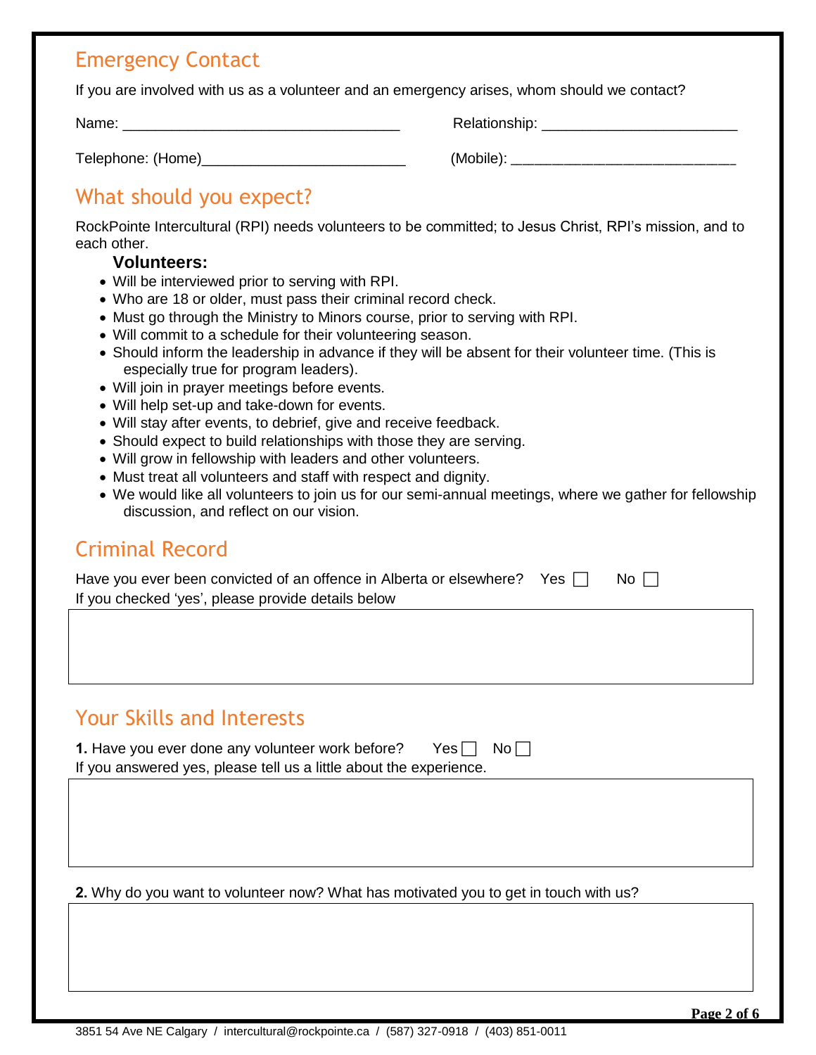## Emergency Contact

If you are involved with us as a volunteer and an emergency arises, whom should we contact?

Name: ___________________________________ Relationship: ________________________

Telephone: (Home)_________________________ (Mobile): ___________________________

## What should you expect?

RockPointe Intercultural (RPI) needs volunteers to be committed; to Jesus Christ, RPI's mission, and to each other.

**Volunteers:**

- Will be interviewed prior to serving with RPI.
- Who are 18 or older, must pass their criminal record check.
- Must go through the Ministry to Minors course, prior to serving with RPI.
- Will commit to a schedule for their volunteering season.
- Should inform the leadership in advance if they will be absent for their volunteer time. (This is especially true for program leaders).
- Will join in prayer meetings before events.
- Will help set-up and take-down for events.
- Will stay after events, to debrief, give and receive feedback.
- Should expect to build relationships with those they are serving.
- Will grow in fellowship with leaders and other volunteers.
- Must treat all volunteers and staff with respect and dignity.
- We would like all volunteers to join us for our semi-annual meetings, where we gather for fellowship discussion, and reflect on our vision.

## Criminal Record

Have you ever been convicted of an offence in Alberta or elsewhere? Yes ☐ No ☐

If you checked 'yes', please provide details below

## Your Skills and Interests

**1.** Have you ever done any volunteer work before? Yes ☐ No ☐

If you answered yes, please tell us a little about the experience.

**2.** Why do you want to volunteer now? What has motivated you to get in touch with us?

3851 54 Ave NE Calgary / intercultural@rockpointe.ca / (587) 327-0918 / (403) 851-0011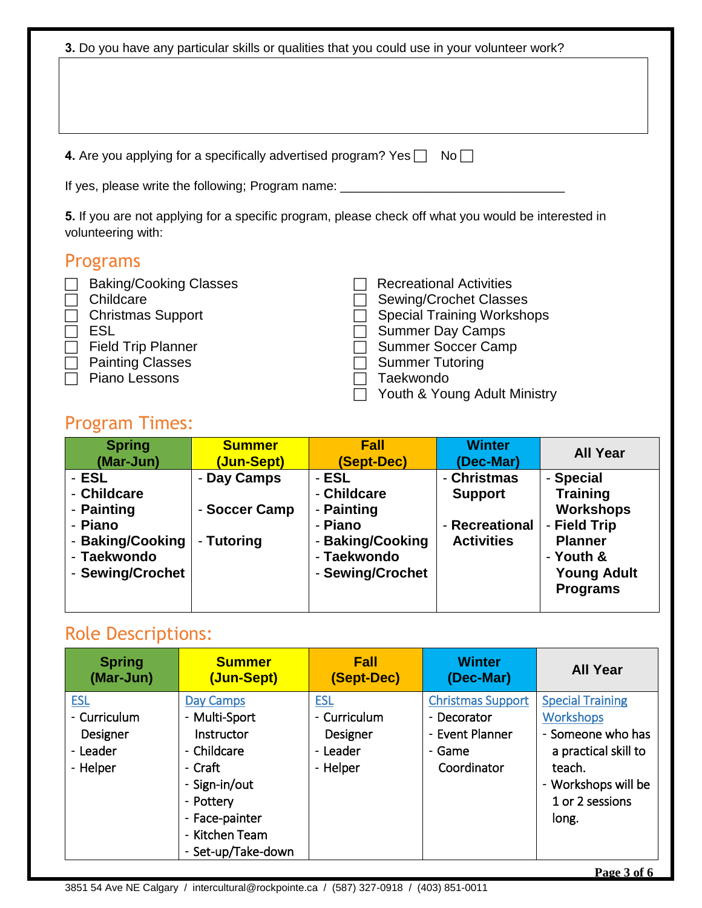**3.** Do you have any particular skills or qualities that you could use in your volunteer work?

&nbsp;

**4.** Are you applying for a specifically advertised program? Yes ☐ No ☐

If yes, please write the following; Program name: ________________________________

**5.** If you are not applying for a specific program, please check off what you would be interested in volunteering with:

## Programs

- ☐ Baking/Cooking Classes
- ☐ Childcare
- ☐ Christmas Support
- ☐ ESL
- ☐ Field Trip Planner
- ☐ Painting Classes
- ☐ Piano Lessons
- ☐ Recreational Activities
- ☐ Sewing/Crochet Classes
- ☐ Special Training Workshops
- ☐ Summer Day Camps
- ☐ Summer Soccer Camp
- ☐ Summer Tutoring
- ☐ Taekwondo
- ☐ Youth & Young Adult Ministry

## Program Times:

| Spring (Mar-Jun) | Summer (Jun-Sept) | Fall (Sept-Dec) | Winter (Dec-Mar) | All Year |
|---|---|---|---|---|
| - ESL<br>- Childcare<br>- Painting<br>- Piano<br>- Baking/Cooking<br>- Taekwondo<br>- Sewing/Crochet | - Day Camps<br><br>- Soccer Camp<br><br>- Tutoring | - ESL<br>- Childcare<br>- Painting<br>- Piano<br>- Baking/Cooking<br>- Taekwondo<br>- Sewing/Crochet | - Christmas Support<br><br>- Recreational Activities | - Special Training Workshops<br>- Field Trip Planner<br>- Youth & Young Adult Programs |

## Role Descriptions:

| Spring (Mar-Jun) | Summer (Jun-Sept) | Fall (Sept-Dec) | Winter (Dec-Mar) | All Year |
|---|---|---|---|---|
| ESL<br>- Curriculum Designer<br>- Leader<br>- Helper | Day Camps<br>- Multi-Sport Instructor<br>- Childcare<br>- Craft<br>- Sign-in/out<br>- Pottery<br>- Face-painter<br>- Kitchen Team<br>- Set-up/Take-down | ESL<br>- Curriculum Designer<br>- Leader<br>- Helper | Christmas Support<br>- Decorator<br>- Event Planner<br>- Game Coordinator | Special Training Workshops<br>- Someone who has a practical skill to teach.<br>- Workshops will be 1 or 2 sessions long. |

3851 54 Ave NE Calgary / intercultural@rockpointe.ca / (587) 327-0918 / (403) 851-0011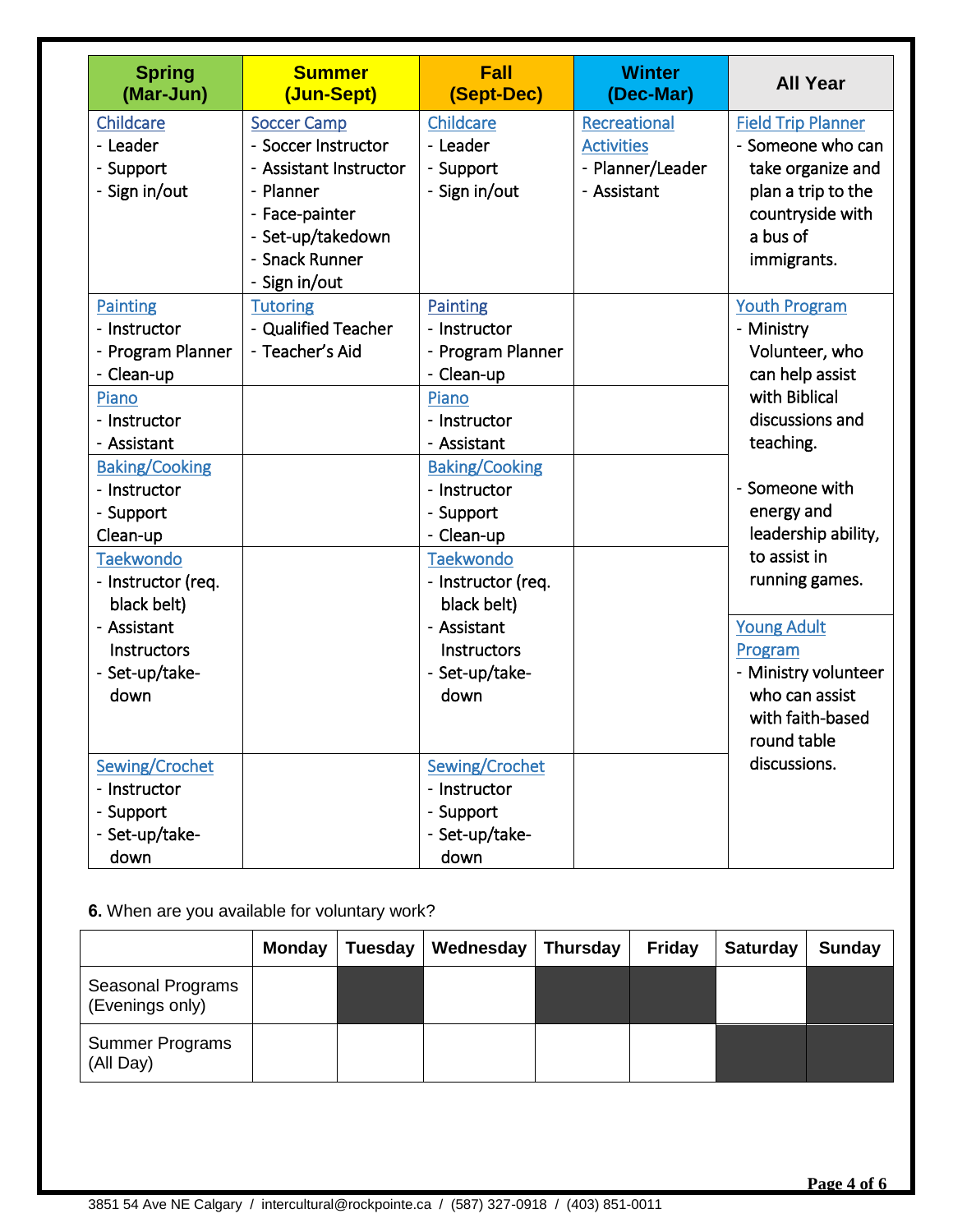| Spring (Mar-Jun) | Summer (Jun-Sept) | Fall (Sept-Dec) | Winter (Dec-Mar) | All Year |
|---|---|---|---|---|
| Childcare<br>- Leader<br>- Support<br>- Sign in/out | Soccer Camp<br>- Soccer Instructor<br>- Assistant Instructor<br>- Planner<br>- Face-painter<br>- Set-up/takedown<br>- Snack Runner<br>- Sign in/out | Childcare<br>- Leader<br>- Support<br>- Sign in/out | Recreational Activities<br>- Planner/Leader<br>- Assistant | Field Trip Planner<br>- Someone who can take organize and plan a trip to the countryside with a bus of immigrants. |
| Painting<br>- Instructor<br>- Program Planner<br>- Clean-up | Tutoring<br>- Qualified Teacher<br>- Teacher's Aid | Painting<br>- Instructor<br>- Program Planner<br>- Clean-up | | Youth Program<br>- Ministry Volunteer, who can help assist with Biblical discussions and teaching.<br><br>- Someone with energy and leadership ability, to assist in running games. |
| Piano<br>- Instructor<br>- Assistant | | Piano<br>- Instructor<br>- Assistant | | |
| Baking/Cooking<br>- Instructor<br>- Support<br>Clean-up | | Baking/Cooking<br>- Instructor<br>- Support<br>- Clean-up | | |
| Taekwondo<br>- Instructor (req. black belt)<br>- Assistant Instructors<br>- Set-up/take-down | | Taekwondo<br>- Instructor (req. black belt)<br>- Assistant Instructors<br>- Set-up/take-down | | Young Adult Program<br>- Ministry volunteer who can assist with faith-based round table discussions. |
| Sewing/Crochet<br>- Instructor<br>- Support<br>- Set-up/take-down | | Sewing/Crochet<br>- Instructor<br>- Support<br>- Set-up/take-down | | |

**6.** When are you available for voluntary work?

| | Monday | Tuesday | Wednesday | Thursday | Friday | Saturday | Sunday |
|---|---|---|---|---|---|---|---|
| Seasonal Programs (Evenings only) | | ■ | | ■ | ■ | | ■ |
| Summer Programs (All Day) | | | | | | ■ | ■ |

3851 54 Ave NE Calgary / intercultural@rockpointe.ca / (587) 327-0918 / (403) 851-0011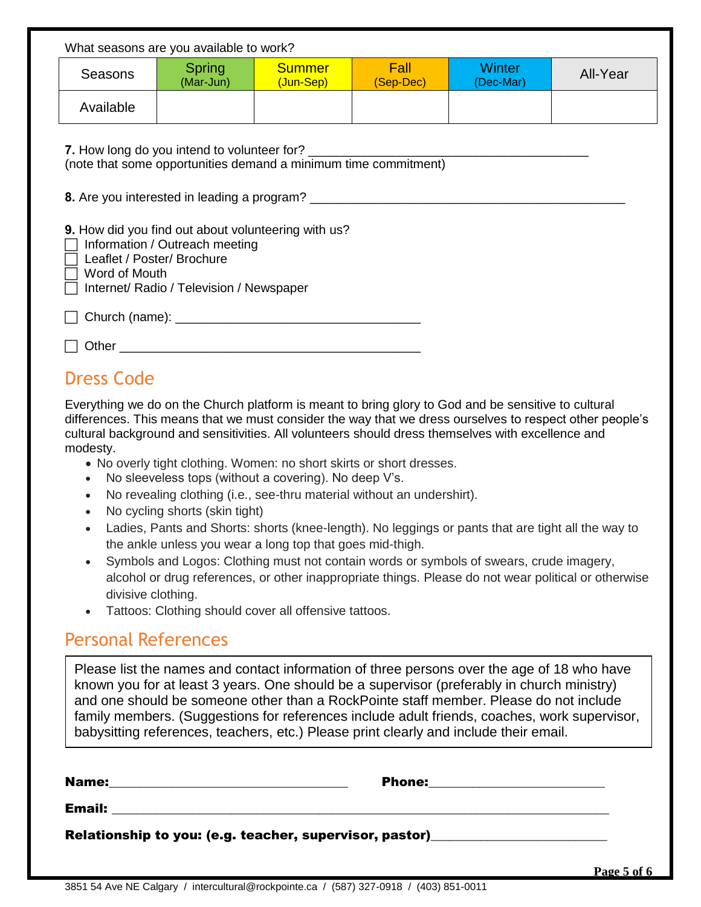What seasons are you available to work?

| Seasons | Spring (Mar-Jun) | Summer (Jun-Sep) | Fall (Sep-Dec) | Winter (Dec-Mar) | All-Year |
|---|---|---|---|---|---|
| Available | | | | | |

**7.** How long do you intend to volunteer for? ________________________________________
(note that some opportunities demand a minimum time commitment)

**8.** Are you interested in leading a program? ______________________________________________

**9.** How did you find out about volunteering with us?

- ☐ Information / Outreach meeting
- ☐ Leaflet / Poster/ Brochure
- ☐ Word of Mouth
- ☐ Internet/ Radio / Television / Newspaper

☐ Church (name): ___________________________________

☐ Other ___________________________________________

## Dress Code

Everything we do on the Church platform is meant to bring glory to God and be sensitive to cultural differences. This means that we must consider the way that we dress ourselves to respect other people's cultural background and sensitivities. All volunteers should dress themselves with excellence and modesty.

- No overly tight clothing. Women: no short skirts or short dresses.
- No sleeveless tops (without a covering). No deep V's.
- No revealing clothing (i.e., see-thru material without an undershirt).
- No cycling shorts (skin tight)
- Ladies, Pants and Shorts: shorts (knee-length). No leggings or pants that are tight all the way to the ankle unless you wear a long top that goes mid-thigh.
- Symbols and Logos: Clothing must not contain words or symbols of swears, crude imagery, alcohol or drug references, or other inappropriate things. Please do not wear political or otherwise divisive clothing.
- Tattoos: Clothing should cover all offensive tattoos.

## Personal References

Please list the names and contact information of three persons over the age of 18 who have known you for at least 3 years. One should be a supervisor (preferably in church ministry) and one should be someone other than a RockPointe staff member. Please do not include family members. (Suggestions for references include adult friends, coaches, work supervisor, babysitting references, teachers, etc.) Please print clearly and include their email.

**Name:**________________________________ **Phone:**________________________

**Email:** ________________________________________________________________

**Relationship to you: (e.g. teacher, supervisor, pastor)**________________________

3851 54 Ave NE Calgary / intercultural@rockpointe.ca / (587) 327-0918 / (403) 851-0011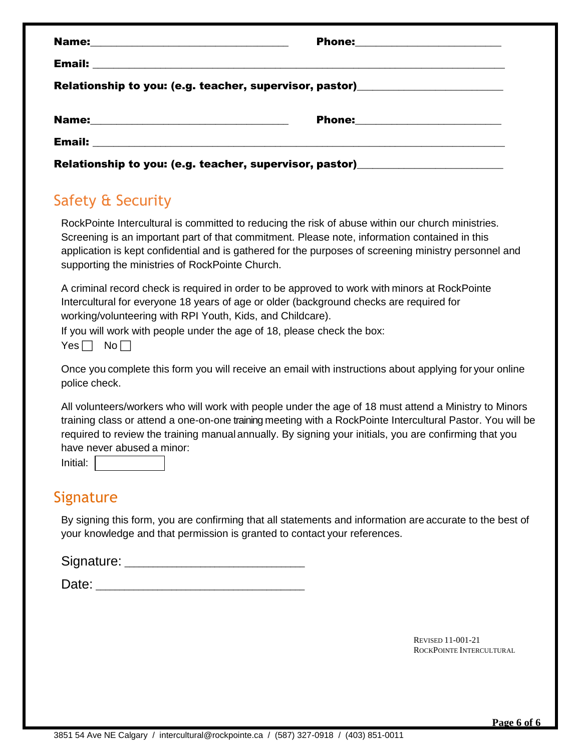**Name:**_________________________________ **Phone:**_______________________

**Email:** _________________________________________________________________

**Relationship to you: (e.g. teacher, supervisor, pastor)**______________________

**Name:**_________________________________ **Phone:**_______________________

**Email:** _________________________________________________________________

**Relationship to you: (e.g. teacher, supervisor, pastor)**______________________

## Safety & Security

RockPointe Intercultural is committed to reducing the risk of abuse within our church ministries. Screening is an important part of that commitment. Please note, information contained in this application is kept confidential and is gathered for the purposes of screening ministry personnel and supporting the ministries of RockPointe Church.

A criminal record check is required in order to be approved to work with minors at RockPointe Intercultural for everyone 18 years of age or older (background checks are required for working/volunteering with RPI Youth, Kids, and Childcare).

If you will work with people under the age of 18, please check the box:

Yes ☐ No ☐

Once you complete this form you will receive an email with instructions about applying for your online police check.

All volunteers/workers who will work with people under the age of 18 must attend a Ministry to Minors training class or attend a one-on-one training meeting with a RockPointe Intercultural Pastor. You will be required to review the training manual annually. By signing your initials, you are confirming that you have never abused a minor:

Initial: ☐

## Signature

By signing this form, you are confirming that all statements and information are accurate to the best of your knowledge and that permission is granted to contact your references.

Signature: ________________________

Date: ____________________________

REVISED 11-001-21
ROCKPOINTE INTERCULTURAL

3851 54 Ave NE Calgary / intercultural@rockpointe.ca / (587) 327-0918 / (403) 851-0011